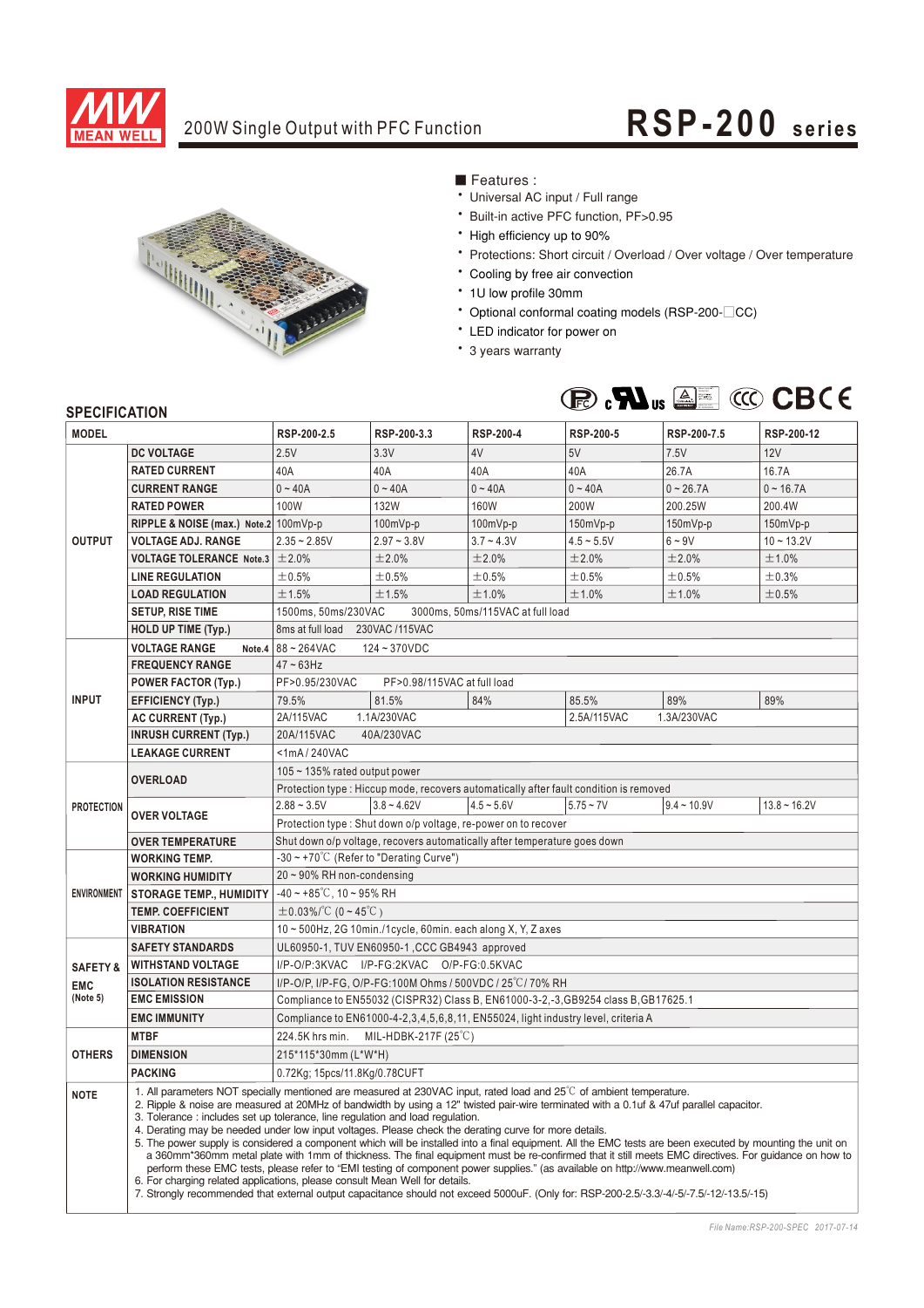# 200W Single Output with PFC Function

## RSP-200 series

■ Features :

- Universal AC input / Full range
- Built-in active PFC function, PF>0.95
- High efficiency up to 90%
- Protections: Short circuit / Overload / Over voltage / Over temperature
- Cooling by free air convection
- 1U low profile 30mm
- Optional conformal coating models (RSP-200-□CC)
- LED indicator for power on
- 3 years warranty

## SPECIFICATION

| MODEL | | RSP-200-2.5 | RSP-200-3.3 | RSP-200-4 | RSP-200-5 | RSP-200-7.5 | RSP-200-12 |
|---|---|---|---|---|---|---|---|
| OUTPUT | DC VOLTAGE | 2.5V | 3.3V | 4V | 5V | 7.5V | 12V |
| | RATED CURRENT | 40A | 40A | 40A | 40A | 26.7A | 16.7A |
| | CURRENT RANGE | 0 ~ 40A | 0 ~ 40A | 0 ~ 40A | 0 ~ 40A | 0 ~ 26.7A | 0 ~ 16.7A |
| | RATED POWER | 100W | 132W | 160W | 200W | 200.25W | 200.4W |
| | RIPPLE & NOISE (max.) Note.2 | 100mVp-p | 100mVp-p | 100mVp-p | 150mVp-p | 150mVp-p | 150mVp-p |
| | VOLTAGE ADJ. RANGE | 2.35 ~ 2.85V | 2.97 ~ 3.8V | 3.7 ~ 4.3V | 4.5 ~ 5.5V | 6 ~ 9V | 10 ~ 13.2V |
| | VOLTAGE TOLERANCE Note.3 | ±2.0% | ±2.0% | ±2.0% | ±2.0% | ±2.0% | ±1.0% |
| | LINE REGULATION | ±0.5% | ±0.5% | ±0.5% | ±0.5% | ±0.5% | ±0.3% |
| | LOAD REGULATION | ±1.5% | ±1.5% | ±1.0% | ±1.0% | ±1.0% | ±0.5% |
| | SETUP, RISE TIME | 1500ms, 50ms/230VAC 3000ms, 50ms/115VAC at full load | | | | | |
| | HOLD UP TIME (Typ.) | 8ms at full load 230VAC /115VAC | | | | | |
| INPUT | VOLTAGE RANGE Note.4 | 88 ~ 264VAC 124 ~ 370VDC | | | | | |
| | FREQUENCY RANGE | 47 ~ 63Hz | | | | | |
| | POWER FACTOR (Typ.) | PF>0.95/230VAC PF>0.98/115VAC at full load | | | | | |
| | EFFICIENCY (Typ.) | 79.5% | 81.5% | 84% | 85.5% | 89% | 89% |
| | AC CURRENT (Typ.) | 2A/115VAC 1.1A/230VAC | | | 2.5A/115VAC 1.3A/230VAC | | |
| | INRUSH CURRENT (Typ.) | 20A/115VAC 40A/230VAC | | | | | |
| | LEAKAGE CURRENT | <1mA / 240VAC | | | | | |
| PROTECTION | OVERLOAD | 105 ~ 135% rated output power | | | | | |
| | | Protection type : Hiccup mode, recovers automatically after fault condition is removed | | | | | |
| | OVER VOLTAGE | 2.88 ~ 3.5V | 3.8 ~ 4.62V | 4.5 ~ 5.6V | 5.75 ~ 7V | 9.4 ~ 10.9V | 13.8 ~ 16.2V |
| | | Protection type : Shut down o/p voltage, re-power on to recover | | | | | |
| | OVER TEMPERATURE | Shut down o/p voltage, recovers automatically after temperature goes down | | | | | |
| ENVIRONMENT | WORKING TEMP. | -30 ~ +70℃ (Refer to "Derating Curve") | | | | | |
| | WORKING HUMIDITY | 20 ~ 90% RH non-condensing | | | | | |
| | STORAGE TEMP., HUMIDITY | -40 ~ +85℃, 10 ~ 95% RH | | | | | |
| | TEMP. COEFFICIENT | ±0.03%/℃ (0 ~ 45℃) | | | | | |
| | VIBRATION | 10 ~ 500Hz, 2G 10min./1cycle, 60min. each along X, Y, Z axes | | | | | |
| SAFETY & EMC (Note 5) | SAFETY STANDARDS | UL60950-1, TUV EN60950-1 ,CCC GB4943 approved | | | | | |
| | WITHSTAND VOLTAGE | I/P-O/P:3KVAC I/P-FG:2KVAC O/P-FG:0.5KVAC | | | | | |
| | ISOLATION RESISTANCE | I/P-O/P, I/P-FG, O/P-FG:100M Ohms / 500VDC / 25℃/ 70% RH | | | | | |
| | EMC EMISSION | Compliance to EN55032 (CISPR32) Class B, EN61000-3-2,-3,GB9254 class B,GB17625.1 | | | | | |
| | EMC IMMUNITY | Compliance to EN61000-4-2,3,4,5,6,8,11, EN55024, light industry level, criteria A | | | | | |
| OTHERS | MTBF | 224.5K hrs min. MIL-HDBK-217F (25℃) | | | | | |
| | DIMENSION | 215*115*30mm (L*W*H) | | | | | |
| | PACKING | 0.72Kg; 15pcs/11.8Kg/0.78CUFT | | | | | |

**NOTE**

1. All parameters NOT specially mentioned are measured at 230VAC input, rated load and 25℃ of ambient temperature.
2. Ripple & noise are measured at 20MHz of bandwidth by using a 12" twisted pair-wire terminated with a 0.1uf & 47uf parallel capacitor.
3. Tolerance : includes set up tolerance, line regulation and load regulation.
4. Derating may be needed under low input voltages. Please check the derating curve for more details.
5. The power supply is considered a component which will be installed into a final equipment. All the EMC tests are been executed by mounting the unit on a 360mm*360mm metal plate with 1mm of thickness. The final equipment must be re-confirmed that it still meets EMC directives. For guidance on how to perform these EMC tests, please refer to "EMI testing of component power supplies." (as available on http://www.meanwell.com)
6. For charging related applications, please consult Mean Well for details.
7. Strongly recommended that external output capacitance should not exceed 5000uF. (Only for: RSP-200-2.5/-3.3/-4/-5/-7.5/-12/-13.5/-15)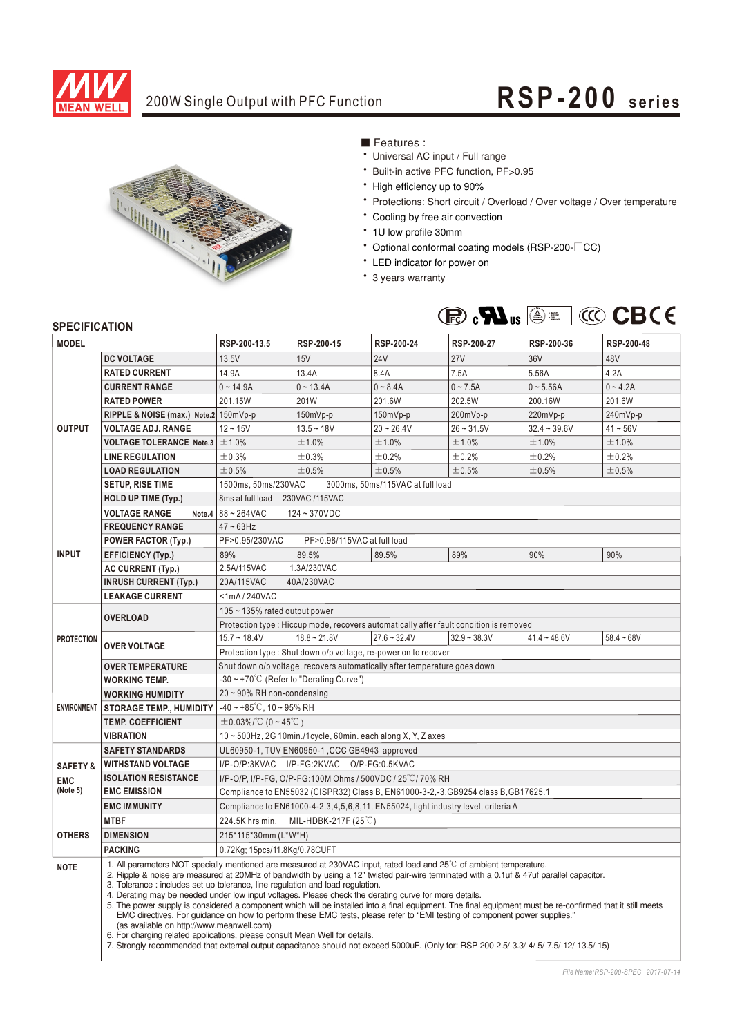# 200W Single Output with PFC Function

# RSP-200 series

■ Features :

- Universal AC input / Full range
- Built-in active PFC function, PF>0.95
- High efficiency up to 90%
- Protections: Short circuit / Overload / Over voltage / Over temperature
- Cooling by free air convection
- 1U low profile 30mm
- Optional conformal coating models (RSP-200-□CC)
- LED indicator for power on
- 3 years warranty

## SPECIFICATION

| MODEL | | RSP-200-13.5 | RSP-200-15 | RSP-200-24 | RSP-200-27 | RSP-200-36 | RSP-200-48 |
|---|---|---|---|---|---|---|---|
| OUTPUT | DC VOLTAGE | 13.5V | 15V | 24V | 27V | 36V | 48V |
| | RATED CURRENT | 14.9A | 13.4A | 8.4A | 7.5A | 5.56A | 4.2A |
| | CURRENT RANGE | 0 ~ 14.9A | 0 ~ 13.4A | 0 ~ 8.4A | 0 ~ 7.5A | 0 ~ 5.56A | 0 ~ 4.2A |
| | RATED POWER | 201.15W | 201W | 201.6W | 202.5W | 200.16W | 201.6W |
| | RIPPLE & NOISE (max.) Note.2 | 150mVp-p | 150mVp-p | 150mVp-p | 200mVp-p | 220mVp-p | 240mVp-p |
| | VOLTAGE ADJ. RANGE | 12 ~ 15V | 13.5 ~ 18V | 20 ~ 26.4V | 26 ~ 31.5V | 32.4 ~ 39.6V | 41 ~ 56V |
| | VOLTAGE TOLERANCE Note.3 | ±1.0% | ±1.0% | ±1.0% | ±1.0% | ±1.0% | ±1.0% |
| | LINE REGULATION | ±0.3% | ±0.3% | ±0.2% | ±0.2% | ±0.2% | ±0.2% |
| | LOAD REGULATION | ±0.5% | ±0.5% | ±0.5% | ±0.5% | ±0.5% | ±0.5% |
| | SETUP, RISE TIME | 1500ms, 50ms/230VAC    3000ms, 50ms/115VAC at full load | | | | | |
| | HOLD UP TIME (Typ.) | 8ms at full load    230VAC /115VAC | | | | | |
| INPUT | VOLTAGE RANGE Note.4 | 88 ~ 264VAC    124 ~ 370VDC | | | | | |
| | FREQUENCY RANGE | 47 ~ 63Hz | | | | | |
| | POWER FACTOR (Typ.) | PF>0.95/230VAC    PF>0.98/115VAC at full load | | | | | |
| | EFFICIENCY (Typ.) | 89% | 89.5% | 89.5% | 89% | 90% | 90% |
| | AC CURRENT (Typ.) | 2.5A/115VAC    1.3A/230VAC | | | | | |
| | INRUSH CURRENT (Typ.) | 20A/115VAC    40A/230VAC | | | | | |
| | LEAKAGE CURRENT | <1mA / 240VAC | | | | | |
| PROTECTION | OVERLOAD | 105 ~ 135% rated output power | | | | | |
| | | Protection type : Hiccup mode, recovers automatically after fault condition is removed | | | | | |
| | OVER VOLTAGE | 15.7 ~ 18.4V | 18.8 ~ 21.8V | 27.6 ~ 32.4V | 32.9 ~ 38.3V | 41.4 ~ 48.6V | 58.4 ~ 68V |
| | | Protection type : Shut down o/p voltage, re-power on to recover | | | | | |
| | OVER TEMPERATURE | Shut down o/p voltage, recovers automatically after temperature goes down | | | | | |
| ENVIRONMENT | WORKING TEMP. | -30 ~ +70℃ (Refer to "Derating Curve") | | | | | |
| | WORKING HUMIDITY | 20 ~ 90% RH non-condensing | | | | | |
| | STORAGE TEMP., HUMIDITY | -40 ~ +85℃, 10 ~ 95% RH | | | | | |
| | TEMP. COEFFICIENT | ±0.03%/℃ (0 ~ 45℃) | | | | | |
| | VIBRATION | 10 ~ 500Hz, 2G 10min./1cycle, 60min. each along X, Y, Z axes | | | | | |
| SAFETY & EMC (Note 5) | SAFETY STANDARDS | UL60950-1, TUV EN60950-1 ,CCC GB4943 approved | | | | | |
| | WITHSTAND VOLTAGE | I/P-O/P:3KVAC    I/P-FG:2KVAC    O/P-FG:0.5KVAC | | | | | |
| | ISOLATION RESISTANCE | I/P-O/P, I/P-FG, O/P-FG:100M Ohms / 500VDC / 25℃/ 70% RH | | | | | |
| | EMC EMISSION | Compliance to EN55032 (CISPR32) Class B, EN61000-3-2,-3,GB9254 class B,GB17625.1 | | | | | |
| | EMC IMMUNITY | Compliance to EN61000-4-2,3,4,5,6,8,11, EN55024, light industry level, criteria A | | | | | |
| OTHERS | MTBF | 224.5K hrs min.    MIL-HDBK-217F (25℃) | | | | | |
| | DIMENSION | 215*115*30mm (L*W*H) | | | | | |
| | PACKING | 0.72Kg; 15pcs/11.8Kg/0.78CUFT | | | | | |

**NOTE**

1. All parameters NOT specially mentioned are measured at 230VAC input, rated load and 25℃ of ambient temperature.
2. Ripple & noise are measured at 20MHz of bandwidth by using a 12" twisted pair-wire terminated with a 0.1uf & 47uf parallel capacitor.
3. Tolerance : includes set up tolerance, line regulation and load regulation.
4. Derating may be needed under low input voltages. Please check the derating curve for more details.
5. The power supply is considered a component which will be installed into a final equipment. The final equipment must be re-confirmed that it still meets EMC directives. For guidance on how to perform these EMC tests, please refer to "EMI testing of component power supplies." (as available on http://www.meanwell.com)
6. For charging related applications, please consult Mean Well for details.
7. Strongly recommended that external output capacitance should not exceed 5000uF. (Only for: RSP-200-2.5/-3.3/-4/-5/-7.5/-12/-13.5/-15)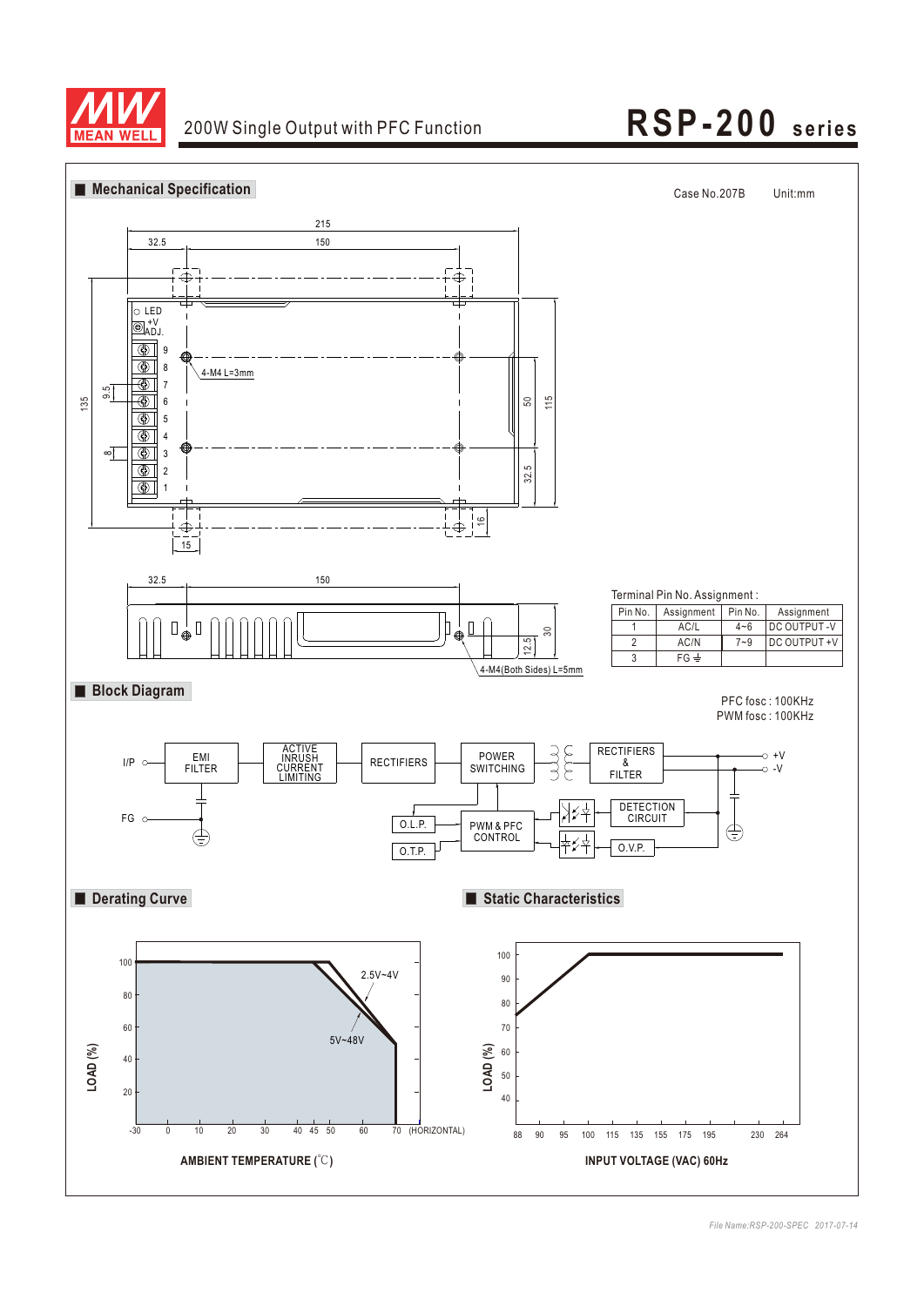# RSP-200 series

200W Single Output with PFC Function

## Mechanical Specification

Case No.207B Unit:mm

215
32.5 150
LED
+V ADJ.
9 8 7 6 5 4 3 2 1
4-M4 L=3mm
135 9.5 8
50 115 32.5
16
15

32.5 150
30 12.5
4-M4(Both Sides) L=5mm

Terminal Pin No. Assignment :

| Pin No. | Assignment | Pin No. | Assignment |
|---|---|---|---|
| 1 | AC/L | 4~6 | DC OUTPUT -V |
| 2 | AC/N | 7~9 | DC OUTPUT +V |
| 3 | FG ⏚ | | |

## Block Diagram

PFC fosc : 100KHz
PWM fosc : 100KHz

I/P
FG
EMI FILTER
ACTIVE INRUSH CURRENT LIMITING
RECTIFIERS
POWER SWITCHING
RECTIFIERS & FILTER
+V
-V
O.L.P.
O.T.P.
PWM & PFC CONTROL
DETECTION CIRCUIT
O.V.P.

## Derating Curve

LOAD (%)
100
80
60
40
20
-30 0 10 20 30 40 45 50 60 70 (HORIZONTAL)
2.5V~4V
5V~48V
AMBIENT TEMPERATURE (℃)

## Static Characteristics

LOAD (%)
100
90
80
70
60
50
40
88 90 95 100 115 135 155 175 195 230 264
INPUT VOLTAGE (VAC) 60Hz

*File Name:RSP-200-SPEC 2017-07-14*